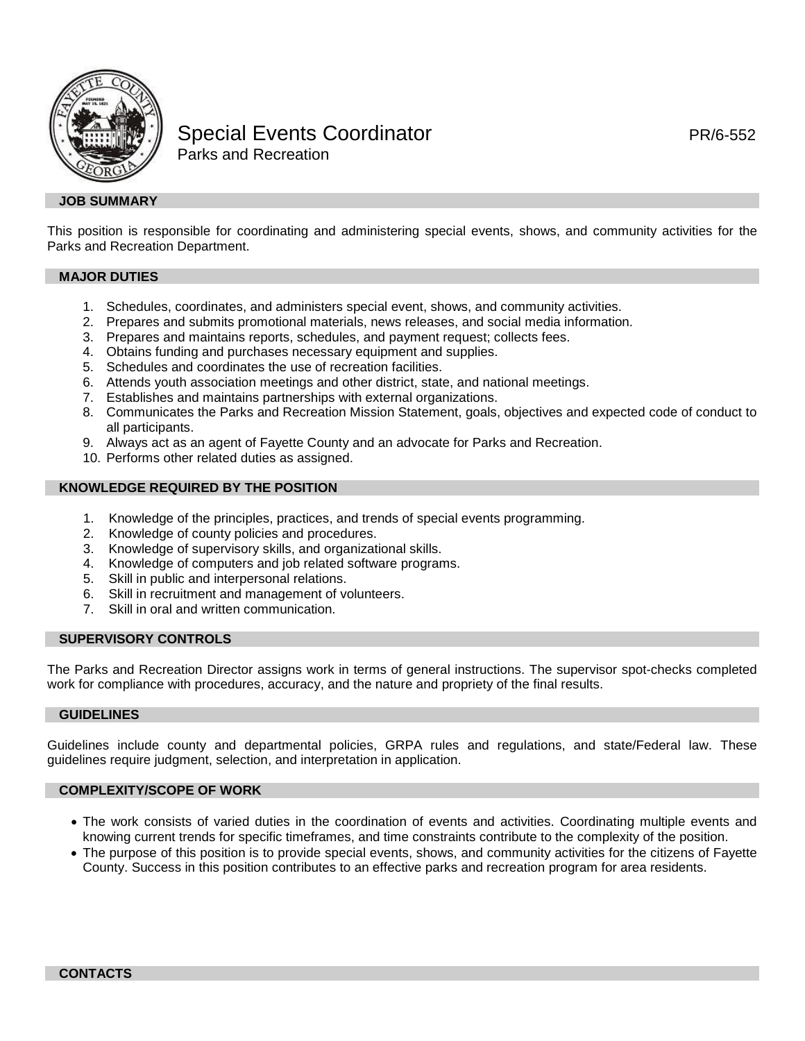# Special Events Coordinator

PR/6-552

Parks and Recreation

## JOB SUMMARY

This position is responsible for coordinating and administering special events, shows, and community activities for the Parks and Recreation Department.

## MAJOR DUTIES

1. Schedules, coordinates, and administers special event, shows, and community activities.
2. Prepares and submits promotional materials, news releases, and social media information.
3. Prepares and maintains reports, schedules, and payment request; collects fees.
4. Obtains funding and purchases necessary equipment and supplies.
5. Schedules and coordinates the use of recreation facilities.
6. Attends youth association meetings and other district, state, and national meetings.
7. Establishes and maintains partnerships with external organizations.
8. Communicates the Parks and Recreation Mission Statement, goals, objectives and expected code of conduct to all participants.
9. Always act as an agent of Fayette County and an advocate for Parks and Recreation.
10. Performs other related duties as assigned.

## KNOWLEDGE REQUIRED BY THE POSITION

1. Knowledge of the principles, practices, and trends of special events programming.
2. Knowledge of county policies and procedures.
3. Knowledge of supervisory skills, and organizational skills.
4. Knowledge of computers and job related software programs.
5. Skill in public and interpersonal relations.
6. Skill in recruitment and management of volunteers.
7. Skill in oral and written communication.

## SUPERVISORY CONTROLS

The Parks and Recreation Director assigns work in terms of general instructions. The supervisor spot-checks completed work for compliance with procedures, accuracy, and the nature and propriety of the final results.

## GUIDELINES

Guidelines include county and departmental policies, GRPA rules and regulations, and state/Federal law. These guidelines require judgment, selection, and interpretation in application.

## COMPLEXITY/SCOPE OF WORK

- The work consists of varied duties in the coordination of events and activities. Coordinating multiple events and knowing current trends for specific timeframes, and time constraints contribute to the complexity of the position.
- The purpose of this position is to provide special events, shows, and community activities for the citizens of Fayette County. Success in this position contributes to an effective parks and recreation program for area residents.

## CONTACTS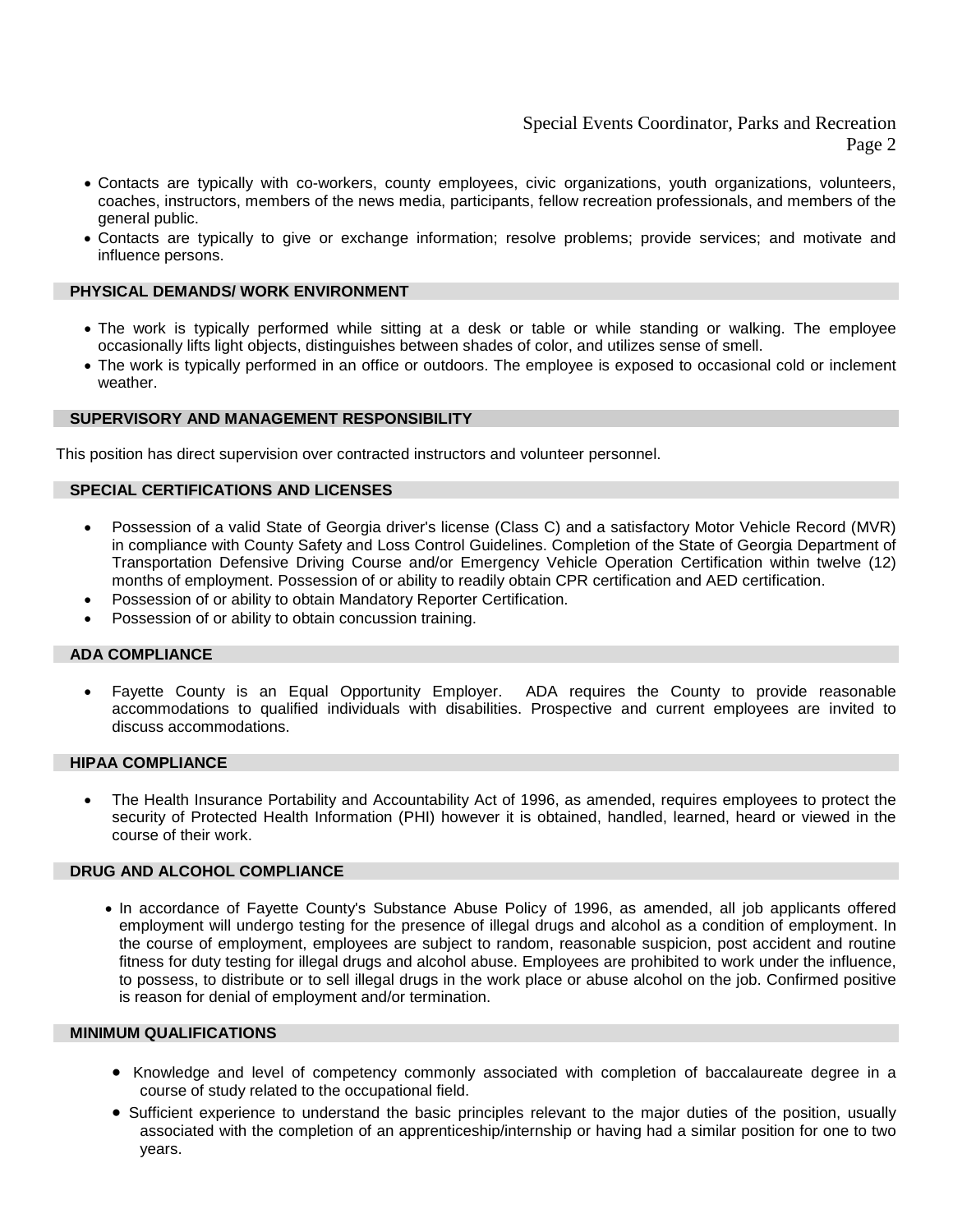- Contacts are typically with co-workers, county employees, civic organizations, youth organizations, volunteers, coaches, instructors, members of the news media, participants, fellow recreation professionals, and members of the general public.
- Contacts are typically to give or exchange information; resolve problems; provide services; and motivate and influence persons.

## PHYSICAL DEMANDS/ WORK ENVIRONMENT

- The work is typically performed while sitting at a desk or table or while standing or walking. The employee occasionally lifts light objects, distinguishes between shades of color, and utilizes sense of smell.
- The work is typically performed in an office or outdoors. The employee is exposed to occasional cold or inclement weather.

## SUPERVISORY AND MANAGEMENT RESPONSIBILITY

This position has direct supervision over contracted instructors and volunteer personnel.

## SPECIAL CERTIFICATIONS AND LICENSES

- Possession of a valid State of Georgia driver's license (Class C) and a satisfactory Motor Vehicle Record (MVR) in compliance with County Safety and Loss Control Guidelines. Completion of the State of Georgia Department of Transportation Defensive Driving Course and/or Emergency Vehicle Operation Certification within twelve (12) months of employment. Possession of or ability to readily obtain CPR certification and AED certification.
- Possession of or ability to obtain Mandatory Reporter Certification.
- Possession of or ability to obtain concussion training.

## ADA COMPLIANCE

- Fayette County is an Equal Opportunity Employer. ADA requires the County to provide reasonable accommodations to qualified individuals with disabilities. Prospective and current employees are invited to discuss accommodations.

## HIPAA COMPLIANCE

- The Health Insurance Portability and Accountability Act of 1996, as amended, requires employees to protect the security of Protected Health Information (PHI) however it is obtained, handled, learned, heard or viewed in the course of their work.

## DRUG AND ALCOHOL COMPLIANCE

- In accordance of Fayette County's Substance Abuse Policy of 1996, as amended, all job applicants offered employment will undergo testing for the presence of illegal drugs and alcohol as a condition of employment. In the course of employment, employees are subject to random, reasonable suspicion, post accident and routine fitness for duty testing for illegal drugs and alcohol abuse. Employees are prohibited to work under the influence, to possess, to distribute or to sell illegal drugs in the work place or abuse alcohol on the job. Confirmed positive is reason for denial of employment and/or termination.

## MINIMUM QUALIFICATIONS

- Knowledge and level of competency commonly associated with completion of baccalaureate degree in a course of study related to the occupational field.
- Sufficient experience to understand the basic principles relevant to the major duties of the position, usually associated with the completion of an apprenticeship/internship or having had a similar position for one to two years.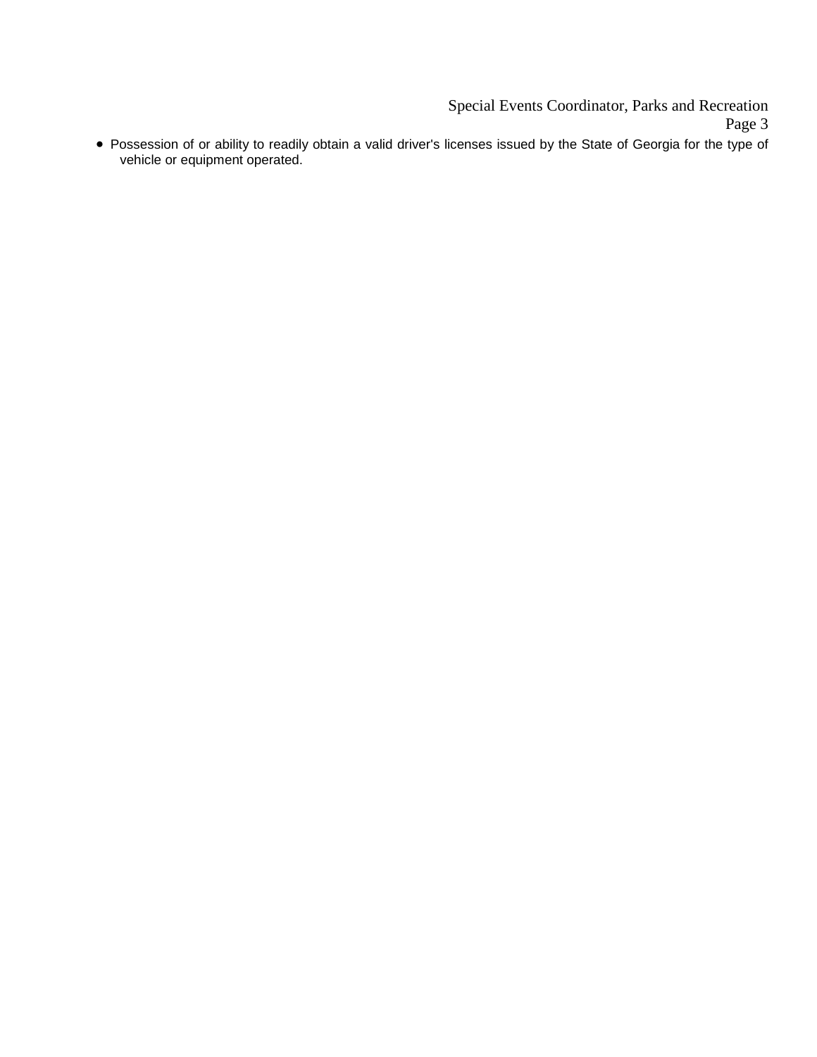- Possession of or ability to readily obtain a valid driver's licenses issued by the State of Georgia for the type of vehicle or equipment operated.